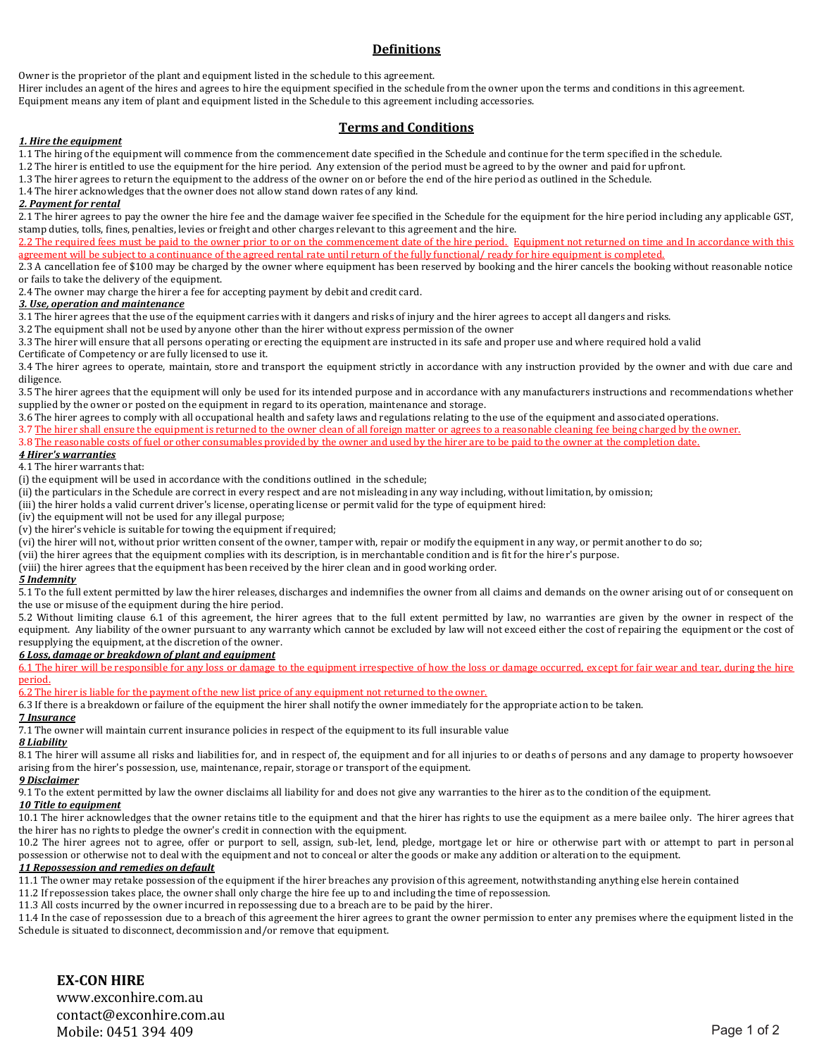## Definitions

Owner is the proprietor of the plant and equipment listed in the schedule to this agreement.
Hirer includes an agent of the hires and agrees to hire the equipment specified in the schedule from the owner upon the terms and conditions in this agreement.
Equipment means any item of plant and equipment listed in the Schedule to this agreement including accessories.

## Terms and Conditions

***1. Hire the equipment***

1.1 The hiring of the equipment will commence from the commencement date specified in the Schedule and continue for the term specified in the schedule.
1.2 The hirer is entitled to use the equipment for the hire period. Any extension of the period must be agreed to by the owner and paid for upfront.
1.3 The hirer agrees to return the equipment to the address of the owner on or before the end of the hire period as outlined in the Schedule.
1.4 The hirer acknowledges that the owner does not allow stand down rates of any kind.

***2. Payment for rental***

2.1 The hirer agrees to pay the owner the hire fee and the damage waiver fee specified in the Schedule for the equipment for the hire period including any applicable GST, stamp duties, tolls, fines, penalties, levies or freight and other charges relevant to this agreement and the hire.
2.2 The required fees must be paid to the owner prior to or on the commencement date of the hire period. Equipment not returned on time and In accordance with this agreement will be subject to a continuance of the agreed rental rate until return of the fully functional/ ready for hire equipment is completed.
2.3 A cancellation fee of $100 may be charged by the owner where equipment has been reserved by booking and the hirer cancels the booking without reasonable notice or fails to take the delivery of the equipment.
2.4 The owner may charge the hirer a fee for accepting payment by debit and credit card.

***3. Use, operation and maintenance***

3.1 The hirer agrees that the use of the equipment carries with it dangers and risks of injury and the hirer agrees to accept all dangers and risks.
3.2 The equipment shall not be used by anyone other than the hirer without express permission of the owner
3.3 The hirer will ensure that all persons operating or erecting the equipment are instructed in its safe and proper use and where required hold a valid Certificate of Competency or are fully licensed to use it.
3.4 The hirer agrees to operate, maintain, store and transport the equipment strictly in accordance with any instruction provided by the owner and with due care and diligence.
3.5 The hirer agrees that the equipment will only be used for its intended purpose and in accordance with any manufacturers instructions and recommendations whether supplied by the owner or posted on the equipment in regard to its operation, maintenance and storage.
3.6 The hirer agrees to comply with all occupational health and safety laws and regulations relating to the use of the equipment and associated operations.
3.7 The hirer shall ensure the equipment is returned to the owner clean of all foreign matter or agrees to a reasonable cleaning fee being charged by the owner.
3.8 The reasonable costs of fuel or other consumables provided by the owner and used by the hirer are to be paid to the owner at the completion date.

***4 Hirer's warranties***

4.1 The hirer warrants that:
(i) the equipment will be used in accordance with the conditions outlined in the schedule;
(ii) the particulars in the Schedule are correct in every respect and are not misleading in any way including, without limitation, by omission;
(iii) the hirer holds a valid current driver's license, operating license or permit valid for the type of equipment hired:
(iv) the equipment will not be used for any illegal purpose;
(v) the hirer's vehicle is suitable for towing the equipment if required;
(vi) the hirer will not, without prior written consent of the owner, tamper with, repair or modify the equipment in any way, or permit another to do so;
(vii) the hirer agrees that the equipment complies with its description, is in merchantable condition and is fit for the hirer's purpose.
(viii) the hirer agrees that the equipment has been received by the hirer clean and in good working order.

***5 Indemnity***

5.1 To the full extent permitted by law the hirer releases, discharges and indemnifies the owner from all claims and demands on the owner arising out of or consequent on the use or misuse of the equipment during the hire period.
5.2 Without limiting clause 6.1 of this agreement, the hirer agrees that to the full extent permitted by law, no warranties are given by the owner in respect of the equipment. Any liability of the owner pursuant to any warranty which cannot be excluded by law will not exceed either the cost of repairing the equipment or the cost of resupplying the equipment, at the discretion of the owner.

***6 Loss, damage or breakdown of plant and equipment***

6.1 The hirer will be responsible for any loss or damage to the equipment irrespective of how the loss or damage occurred, except for fair wear and tear, during the hire period.
6.2 The hirer is liable for the payment of the new list price of any equipment not returned to the owner.
6.3 If there is a breakdown or failure of the equipment the hirer shall notify the owner immediately for the appropriate action to be taken.

***7 Insurance***

7.1 The owner will maintain current insurance policies in respect of the equipment to its full insurable value

***8 Liability***

8.1 The hirer will assume all risks and liabilities for, and in respect of, the equipment and for all injuries to or deaths of persons and any damage to property howsoever arising from the hirer's possession, use, maintenance, repair, storage or transport of the equipment.

***9 Disclaimer***

9.1 To the extent permitted by law the owner disclaims all liability for and does not give any warranties to the hirer as to the condition of the equipment.

***10 Title to equipment***

10.1 The hirer acknowledges that the owner retains title to the equipment and that the hirer has rights to use the equipment as a mere bailee only. The hirer agrees that the hirer has no rights to pledge the owner's credit in connection with the equipment.
10.2 The hirer agrees not to agree, offer or purport to sell, assign, sub-let, lend, pledge, mortgage let or hire or otherwise part with or attempt to part in personal possession or otherwise not to deal with the equipment and not to conceal or alter the goods or make any addition or alteration to the equipment.

***11 Repossession and remedies on default***

11.1 The owner may retake possession of the equipment if the hirer breaches any provision of this agreement, notwithstanding anything else herein contained
11.2 If repossession takes place, the owner shall only charge the hire fee up to and including the time of repossession.
11.3 All costs incurred by the owner incurred in repossessing due to a breach are to be paid by the hirer.
11.4 In the case of repossession due to a breach of this agreement the hirer agrees to grant the owner permission to enter any premises where the equipment listed in the Schedule is situated to disconnect, decommission and/or remove that equipment.

**EX-CON HIRE**
www.exconhire.com.au
contact@exconhire.com.au
Mobile: 0451 394 409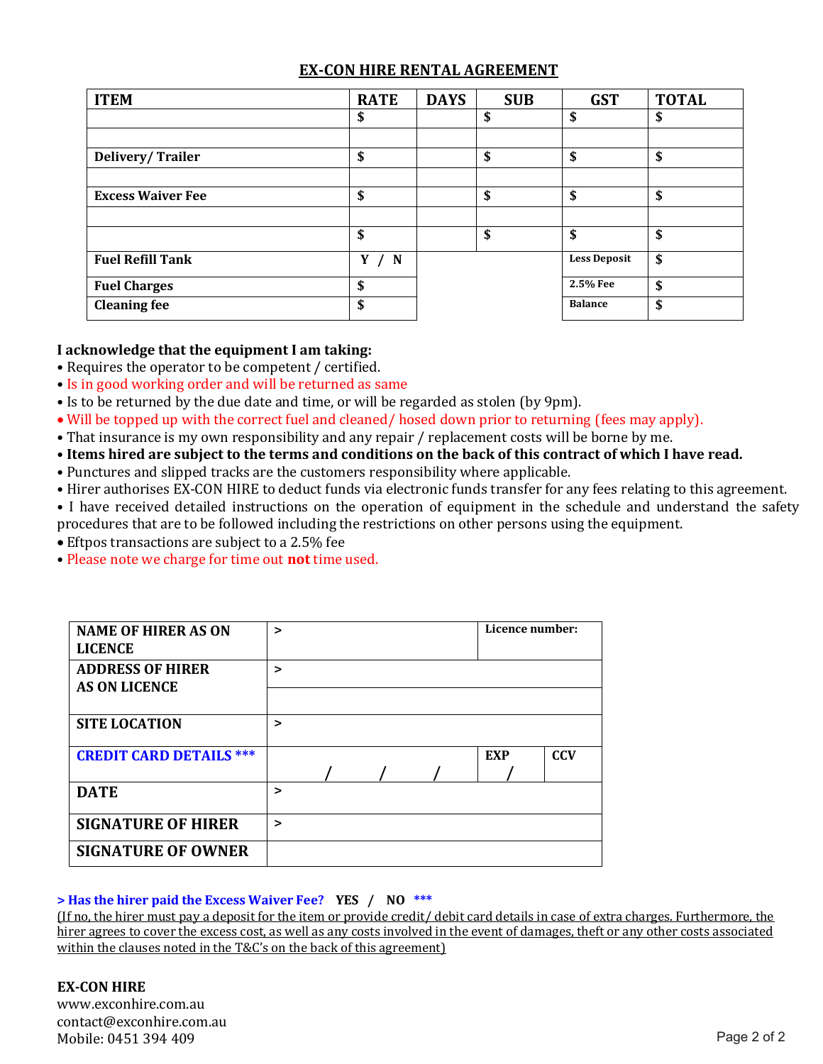# EX-CON HIRE RENTAL AGREEMENT

| ITEM | RATE | DAYS | SUB | GST | TOTAL |
|---|---|---|---|---|---|
| | $ | | $ | $ | $ |
| | | | | | |
| Delivery/ Trailer | $ | | $ | $ | $ |
| | | | | | |
| Excess Waiver Fee | $ | | $ | $ | $ |
| | | | | | |
| | $ | | $ | $ | $ |
| Fuel Refill Tank | Y / N | | | Less Deposit | $ |
| Fuel Charges | $ | | | 2.5% Fee | $ |
| Cleaning fee | $ | | | Balance | $ |

**I acknowledge that the equipment I am taking:**

- Requires the operator to be competent / certified.
- Is in good working order and will be returned as same
- Is to be returned by the due date and time, or will be regarded as stolen (by 9pm).
- Will be topped up with the correct fuel and cleaned/ hosed down prior to returning (fees may apply).
- That insurance is my own responsibility and any repair / replacement costs will be borne by me.
- **Items hired are subject to the terms and conditions on the back of this contract of which I have read.**
- Punctures and slipped tracks are the customers responsibility where applicable.
- Hirer authorises EX-CON HIRE to deduct funds via electronic funds transfer for any fees relating to this agreement.
- I have received detailed instructions on the operation of equipment in the schedule and understand the safety procedures that are to be followed including the restrictions on other persons using the equipment.
- Eftpos transactions are subject to a 2.5% fee
- Please note we charge for time out **not** time used.

| | | | |
|---|---|---|---|
| **NAME OF HIRER AS ON LICENCE** | > | **Licence number:** | |
| **ADDRESS OF HIRER AS ON LICENCE** | > | | |
| | | | |
| **SITE LOCATION** | > | | |
| **CREDIT CARD DETAILS \*\*\*** | / / / | **EXP** / | **CCV** |
| **DATE** | > | | |
| **SIGNATURE OF HIRER** | > | | |
| **SIGNATURE OF OWNER** | | | |

**> Has the hirer paid the Excess Waiver Fee? YES / NO \*\*\***

(If no, the hirer must pay a deposit for the item or provide credit/ debit card details in case of extra charges. Furthermore, the hirer agrees to cover the excess cost, as well as any costs involved in the event of damages, theft or any other costs associated within the clauses noted in the T&C's on the back of this agreement)

**EX-CON HIRE**
www.exconhire.com.au
contact@exconhire.com.au
Mobile: 0451 394 409